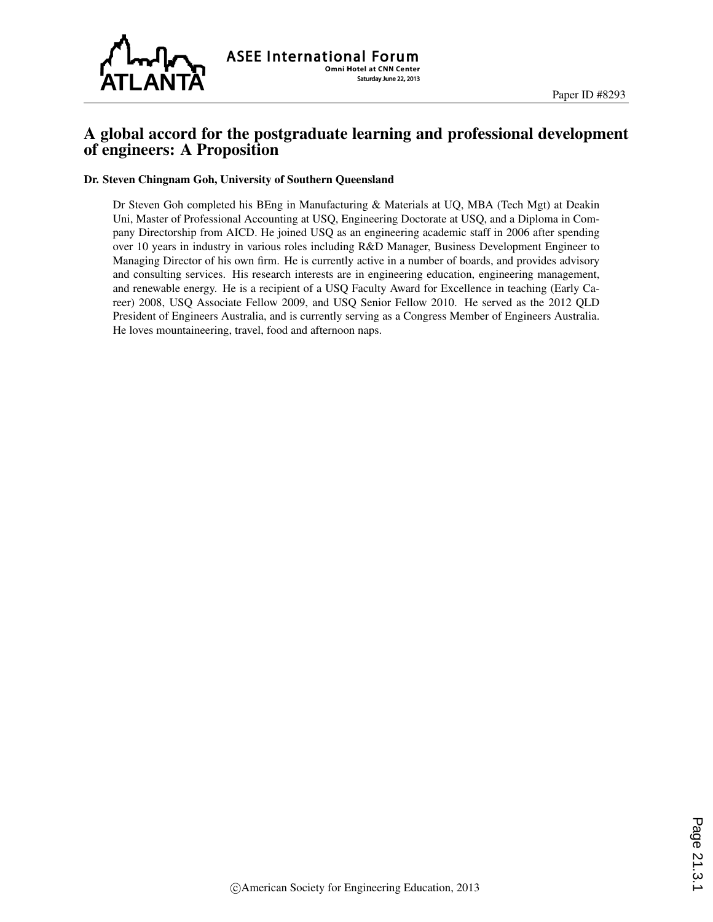# A global accord for the postgraduate learning and professional development of engineers: A Proposition

**Dr. Steven Chingnam Goh, University of Southern Queensland**

Dr Steven Goh completed his BEng in Manufacturing & Materials at UQ, MBA (Tech Mgt) at Deakin Uni, Master of Professional Accounting at USQ, Engineering Doctorate at USQ, and a Diploma in Company Directorship from AICD. He joined USQ as an engineering academic staff in 2006 after spending over 10 years in industry in various roles including R&D Manager, Business Development Engineer to Managing Director of his own firm. He is currently active in a number of boards, and provides advisory and consulting services. His research interests are in engineering education, engineering management, and renewable energy. He is a recipient of a USQ Faculty Award for Excellence in teaching (Early Career) 2008, USQ Associate Fellow 2009, and USQ Senior Fellow 2010. He served as the 2012 QLD President of Engineers Australia, and is currently serving as a Congress Member of Engineers Australia. He loves mountaineering, travel, food and afternoon naps.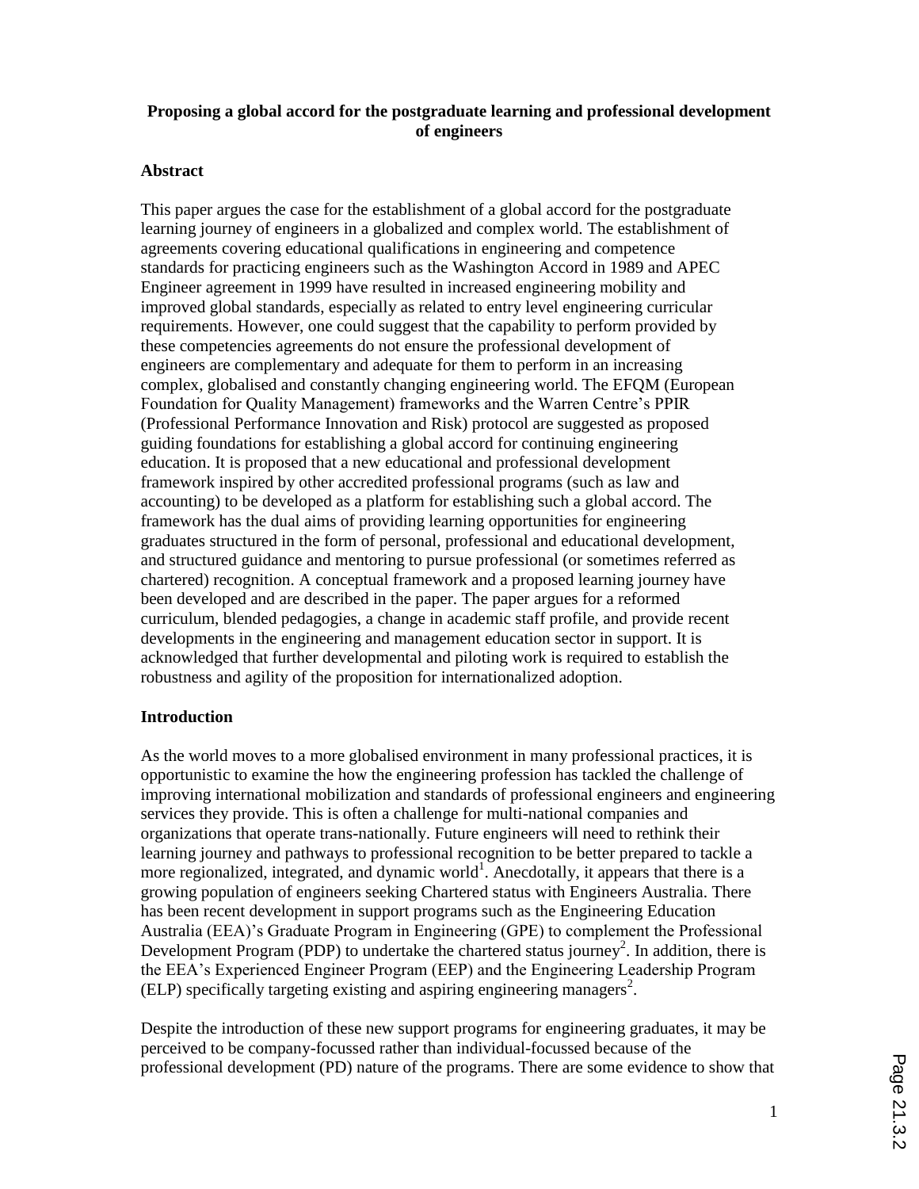**Proposing a global accord for the postgraduate learning and professional development of engineers**

## Abstract

This paper argues the case for the establishment of a global accord for the postgraduate learning journey of engineers in a globalized and complex world. The establishment of agreements covering educational qualifications in engineering and competence standards for practicing engineers such as the Washington Accord in 1989 and APEC Engineer agreement in 1999 have resulted in increased engineering mobility and improved global standards, especially as related to entry level engineering curricular requirements. However, one could suggest that the capability to perform provided by these competencies agreements do not ensure the professional development of engineers are complementary and adequate for them to perform in an increasing complex, globalised and constantly changing engineering world. The EFQM (European Foundation for Quality Management) frameworks and the Warren Centre's PPIR (Professional Performance Innovation and Risk) protocol are suggested as proposed guiding foundations for establishing a global accord for continuing engineering education. It is proposed that a new educational and professional development framework inspired by other accredited professional programs (such as law and accounting) to be developed as a platform for establishing such a global accord. The framework has the dual aims of providing learning opportunities for engineering graduates structured in the form of personal, professional and educational development, and structured guidance and mentoring to pursue professional (or sometimes referred as chartered) recognition. A conceptual framework and a proposed learning journey have been developed and are described in the paper. The paper argues for a reformed curriculum, blended pedagogies, a change in academic staff profile, and provide recent developments in the engineering and management education sector in support. It is acknowledged that further developmental and piloting work is required to establish the robustness and agility of the proposition for internationalized adoption.

## Introduction

As the world moves to a more globalised environment in many professional practices, it is opportunistic to examine the how the engineering profession has tackled the challenge of improving international mobilization and standards of professional engineers and engineering services they provide. This is often a challenge for multi-national companies and organizations that operate trans-nationally. Future engineers will need to rethink their learning journey and pathways to professional recognition to be better prepared to tackle a more regionalized, integrated, and dynamic world[1]. Anecdotally, it appears that there is a growing population of engineers seeking Chartered status with Engineers Australia. There has been recent development in support programs such as the Engineering Education Australia (EEA)'s Graduate Program in Engineering (GPE) to complement the Professional Development Program (PDP) to undertake the chartered status journey[2]. In addition, there is the EEA's Experienced Engineer Program (EEP) and the Engineering Leadership Program (ELP) specifically targeting existing and aspiring engineering managers[2].

Despite the introduction of these new support programs for engineering graduates, it may be perceived to be company-focussed rather than individual-focussed because of the professional development (PD) nature of the programs. There are some evidence to show that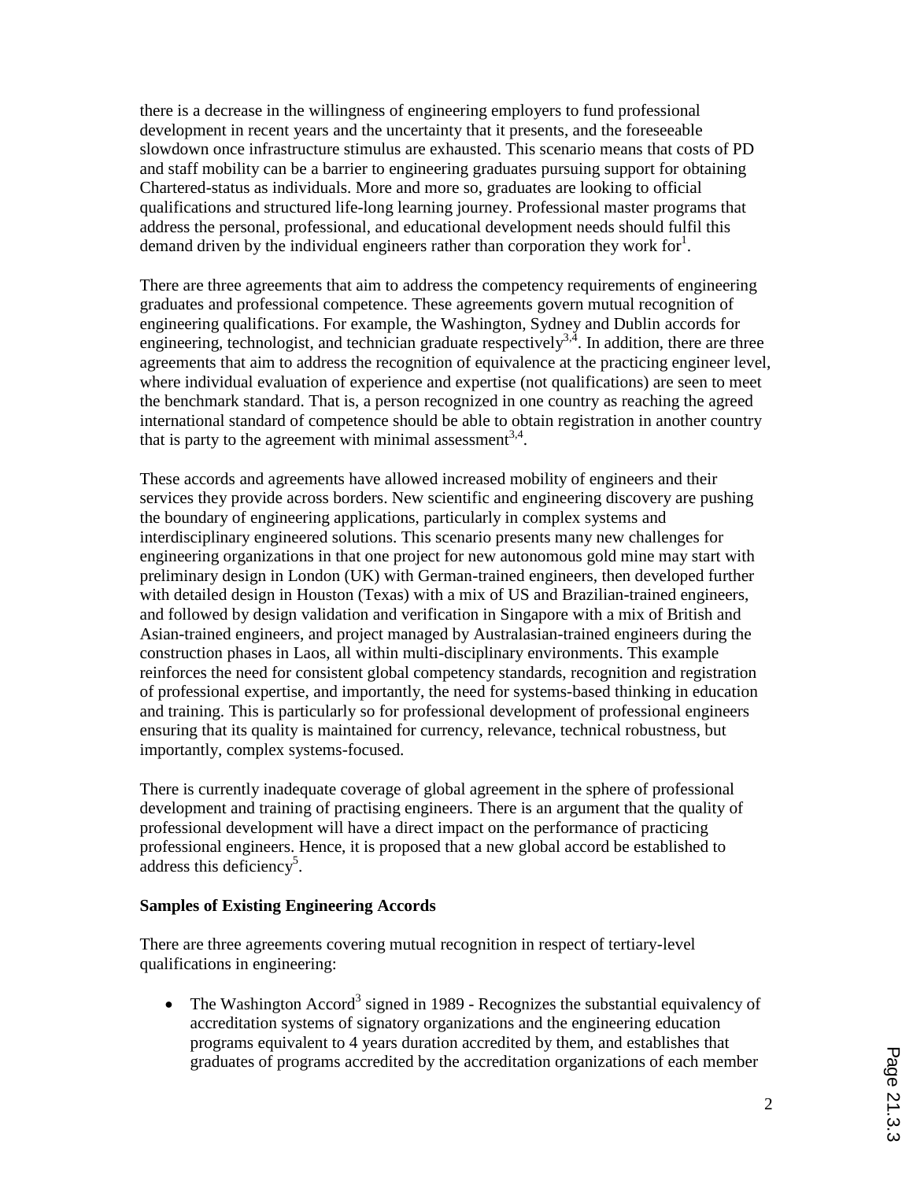there is a decrease in the willingness of engineering employers to fund professional development in recent years and the uncertainty that it presents, and the foreseeable slowdown once infrastructure stimulus are exhausted. This scenario means that costs of PD and staff mobility can be a barrier to engineering graduates pursuing support for obtaining Chartered-status as individuals. More and more so, graduates are looking to official qualifications and structured life-long learning journey. Professional master programs that address the personal, professional, and educational development needs should fulfil this demand driven by the individual engineers rather than corporation they work for[1].

There are three agreements that aim to address the competency requirements of engineering graduates and professional competence. These agreements govern mutual recognition of engineering qualifications. For example, the Washington, Sydney and Dublin accords for engineering, technologist, and technician graduate respectively[3,4]. In addition, there are three agreements that aim to address the recognition of equivalence at the practicing engineer level, where individual evaluation of experience and expertise (not qualifications) are seen to meet the benchmark standard. That is, a person recognized in one country as reaching the agreed international standard of competence should be able to obtain registration in another country that is party to the agreement with minimal assessment[3,4].

These accords and agreements have allowed increased mobility of engineers and their services they provide across borders. New scientific and engineering discovery are pushing the boundary of engineering applications, particularly in complex systems and interdisciplinary engineered solutions. This scenario presents many new challenges for engineering organizations in that one project for new autonomous gold mine may start with preliminary design in London (UK) with German-trained engineers, then developed further with detailed design in Houston (Texas) with a mix of US and Brazilian-trained engineers, and followed by design validation and verification in Singapore with a mix of British and Asian-trained engineers, and project managed by Australasian-trained engineers during the construction phases in Laos, all within multi-disciplinary environments. This example reinforces the need for consistent global competency standards, recognition and registration of professional expertise, and importantly, the need for systems-based thinking in education and training. This is particularly so for professional development of professional engineers ensuring that its quality is maintained for currency, relevance, technical robustness, but importantly, complex systems-focused.

There is currently inadequate coverage of global agreement in the sphere of professional development and training of practising engineers. There is an argument that the quality of professional development will have a direct impact on the performance of practicing professional engineers. Hence, it is proposed that a new global accord be established to address this deficiency[5].

**Samples of Existing Engineering Accords**

There are three agreements covering mutual recognition in respect of tertiary-level qualifications in engineering:

- The Washington Accord[3] signed in 1989 - Recognizes the substantial equivalency of accreditation systems of signatory organizations and the engineering education programs equivalent to 4 years duration accredited by them, and establishes that graduates of programs accredited by the accreditation organizations of each member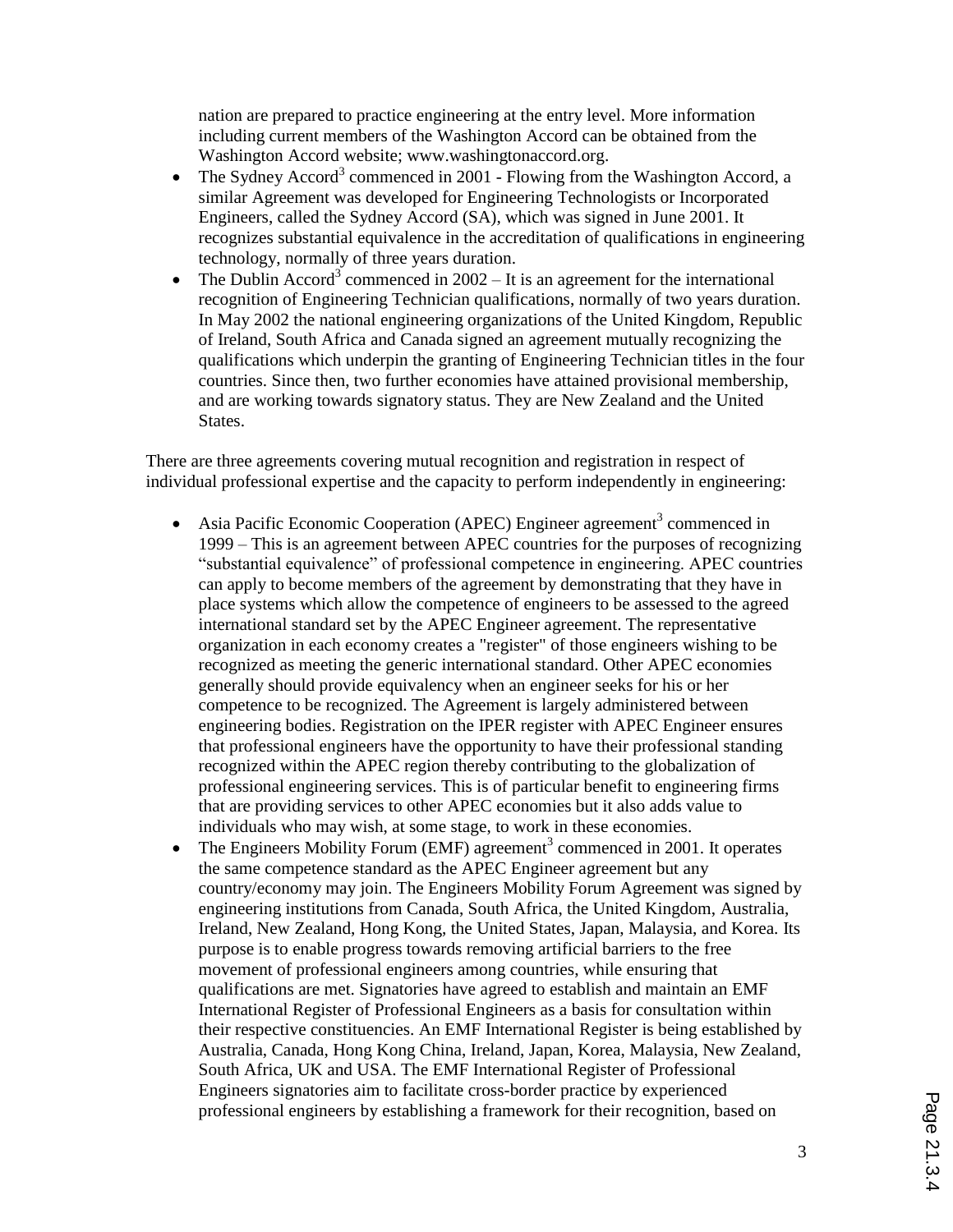nation are prepared to practice engineering at the entry level. More information including current members of the Washington Accord can be obtained from the Washington Accord website; www.washingtonaccord.org.

- The Sydney Accord[3] commenced in 2001 - Flowing from the Washington Accord, a similar Agreement was developed for Engineering Technologists or Incorporated Engineers, called the Sydney Accord (SA), which was signed in June 2001. It recognizes substantial equivalence in the accreditation of qualifications in engineering technology, normally of three years duration.
- The Dublin Accord[3] commenced in 2002 – It is an agreement for the international recognition of Engineering Technician qualifications, normally of two years duration. In May 2002 the national engineering organizations of the United Kingdom, Republic of Ireland, South Africa and Canada signed an agreement mutually recognizing the qualifications which underpin the granting of Engineering Technician titles in the four countries. Since then, two further economies have attained provisional membership, and are working towards signatory status. They are New Zealand and the United States.

There are three agreements covering mutual recognition and registration in respect of individual professional expertise and the capacity to perform independently in engineering:

- Asia Pacific Economic Cooperation (APEC) Engineer agreement[3] commenced in 1999 – This is an agreement between APEC countries for the purposes of recognizing "substantial equivalence" of professional competence in engineering. APEC countries can apply to become members of the agreement by demonstrating that they have in place systems which allow the competence of engineers to be assessed to the agreed international standard set by the APEC Engineer agreement. The representative organization in each economy creates a "register" of those engineers wishing to be recognized as meeting the generic international standard. Other APEC economies generally should provide equivalency when an engineer seeks for his or her competence to be recognized. The Agreement is largely administered between engineering bodies. Registration on the IPER register with APEC Engineer ensures that professional engineers have the opportunity to have their professional standing recognized within the APEC region thereby contributing to the globalization of professional engineering services. This is of particular benefit to engineering firms that are providing services to other APEC economies but it also adds value to individuals who may wish, at some stage, to work in these economies.
- The Engineers Mobility Forum (EMF) agreement[3] commenced in 2001. It operates the same competence standard as the APEC Engineer agreement but any country/economy may join. The Engineers Mobility Forum Agreement was signed by engineering institutions from Canada, South Africa, the United Kingdom, Australia, Ireland, New Zealand, Hong Kong, the United States, Japan, Malaysia, and Korea. Its purpose is to enable progress towards removing artificial barriers to the free movement of professional engineers among countries, while ensuring that qualifications are met. Signatories have agreed to establish and maintain an EMF International Register of Professional Engineers as a basis for consultation within their respective constituencies. An EMF International Register is being established by Australia, Canada, Hong Kong China, Ireland, Japan, Korea, Malaysia, New Zealand, South Africa, UK and USA. The EMF International Register of Professional Engineers signatories aim to facilitate cross-border practice by experienced professional engineers by establishing a framework for their recognition, based on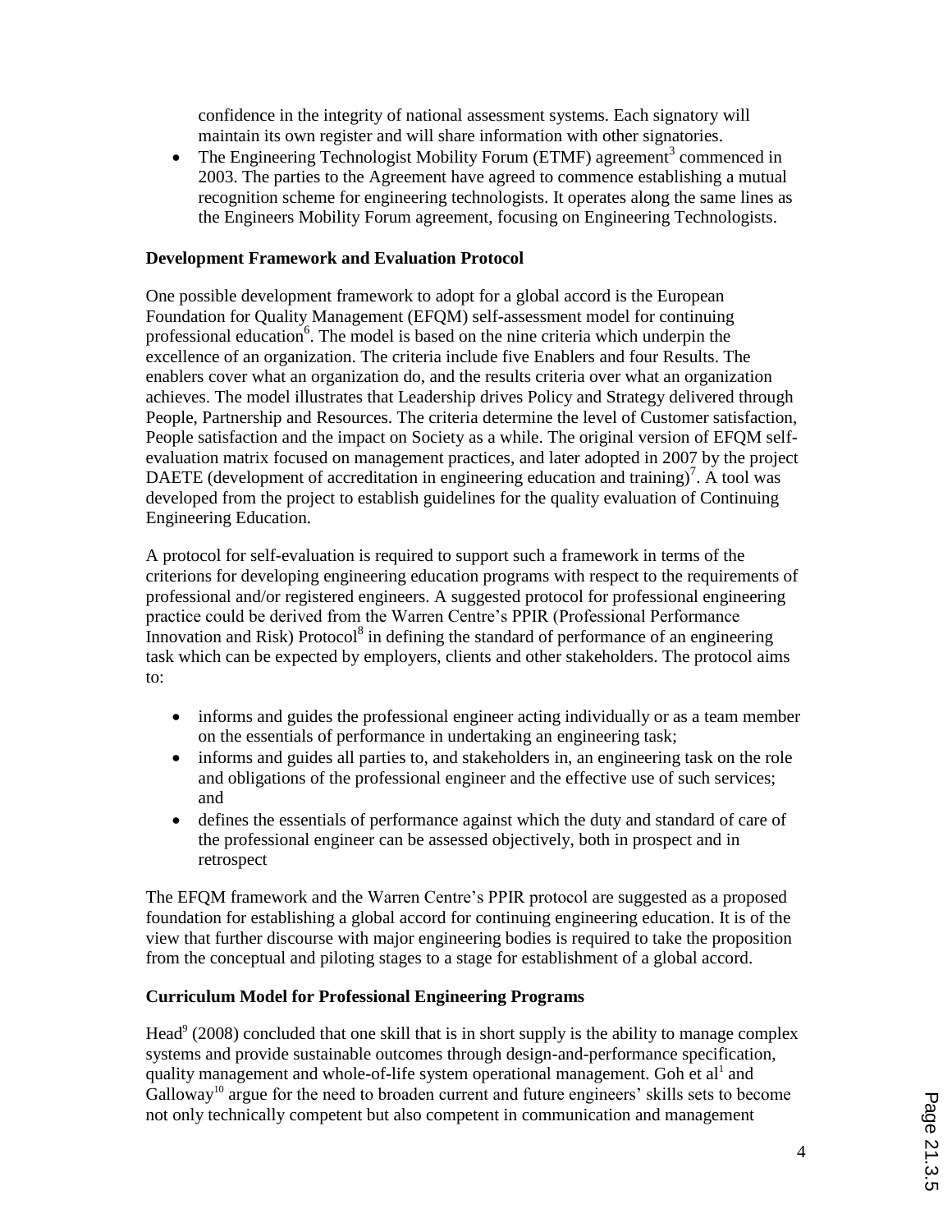confidence in the integrity of national assessment systems. Each signatory will maintain its own register and will share information with other signatories.

- The Engineering Technologist Mobility Forum (ETMF) agreement[3] commenced in 2003. The parties to the Agreement have agreed to commence establishing a mutual recognition scheme for engineering technologists. It operates along the same lines as the Engineers Mobility Forum agreement, focusing on Engineering Technologists.

**Development Framework and Evaluation Protocol**

One possible development framework to adopt for a global accord is the European Foundation for Quality Management (EFQM) self-assessment model for continuing professional education[6]. The model is based on the nine criteria which underpin the excellence of an organization. The criteria include five Enablers and four Results. The enablers cover what an organization do, and the results criteria over what an organization achieves. The model illustrates that Leadership drives Policy and Strategy delivered through People, Partnership and Resources. The criteria determine the level of Customer satisfaction, People satisfaction and the impact on Society as a while. The original version of EFQM self-evaluation matrix focused on management practices, and later adopted in 2007 by the project DAETE (development of accreditation in engineering education and training)[7]. A tool was developed from the project to establish guidelines for the quality evaluation of Continuing Engineering Education.

A protocol for self-evaluation is required to support such a framework in terms of the criterions for developing engineering education programs with respect to the requirements of professional and/or registered engineers. A suggested protocol for professional engineering practice could be derived from the Warren Centre's PPIR (Professional Performance Innovation and Risk) Protocol[8] in defining the standard of performance of an engineering task which can be expected by employers, clients and other stakeholders. The protocol aims to:

- informs and guides the professional engineer acting individually or as a team member on the essentials of performance in undertaking an engineering task;
- informs and guides all parties to, and stakeholders in, an engineering task on the role and obligations of the professional engineer and the effective use of such services; and
- defines the essentials of performance against which the duty and standard of care of the professional engineer can be assessed objectively, both in prospect and in retrospect

The EFQM framework and the Warren Centre's PPIR protocol are suggested as a proposed foundation for establishing a global accord for continuing engineering education. It is of the view that further discourse with major engineering bodies is required to take the proposition from the conceptual and piloting stages to a stage for establishment of a global accord.

**Curriculum Model for Professional Engineering Programs**

Head[9] (2008) concluded that one skill that is in short supply is the ability to manage complex systems and provide sustainable outcomes through design-and-performance specification, quality management and whole-of-life system operational management. Goh et al[1] and Galloway[10] argue for the need to broaden current and future engineers' skills sets to become not only technically competent but also competent in communication and management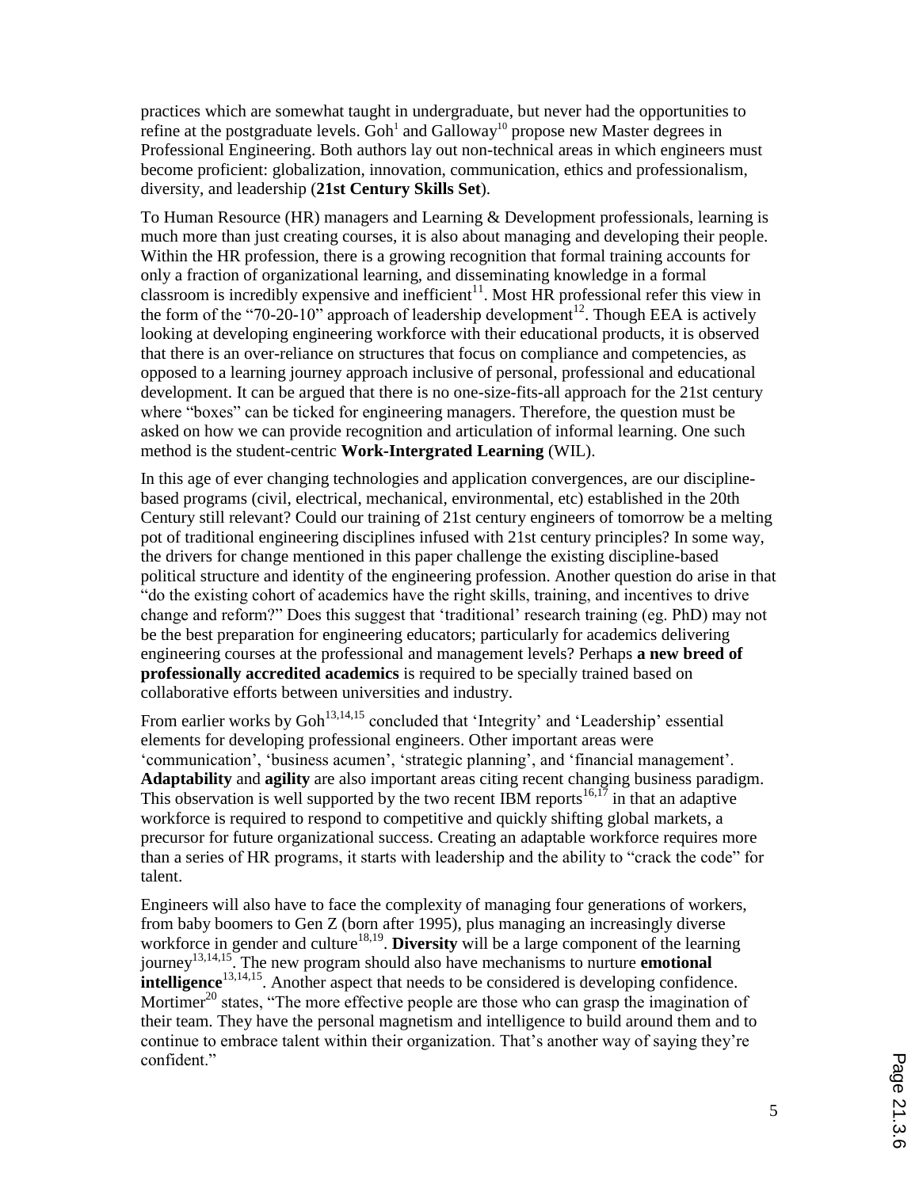practices which are somewhat taught in undergraduate, but never had the opportunities to refine at the postgraduate levels. Goh[1] and Galloway[10] propose new Master degrees in Professional Engineering. Both authors lay out non-technical areas in which engineers must become proficient: globalization, innovation, communication, ethics and professionalism, diversity, and leadership (**21st Century Skills Set**).

To Human Resource (HR) managers and Learning & Development professionals, learning is much more than just creating courses, it is also about managing and developing their people. Within the HR profession, there is a growing recognition that formal training accounts for only a fraction of organizational learning, and disseminating knowledge in a formal classroom is incredibly expensive and inefficient[11]. Most HR professional refer this view in the form of the "70-20-10" approach of leadership development[12]. Though EEA is actively looking at developing engineering workforce with their educational products, it is observed that there is an over-reliance on structures that focus on compliance and competencies, as opposed to a learning journey approach inclusive of personal, professional and educational development. It can be argued that there is no one-size-fits-all approach for the 21st century where "boxes" can be ticked for engineering managers. Therefore, the question must be asked on how we can provide recognition and articulation of informal learning. One such method is the student-centric **Work-Intergrated Learning** (WIL).

In this age of ever changing technologies and application convergences, are our discipline-based programs (civil, electrical, mechanical, environmental, etc) established in the 20th Century still relevant? Could our training of 21st century engineers of tomorrow be a melting pot of traditional engineering disciplines infused with 21st century principles? In some way, the drivers for change mentioned in this paper challenge the existing discipline-based political structure and identity of the engineering profession. Another question do arise in that "do the existing cohort of academics have the right skills, training, and incentives to drive change and reform?" Does this suggest that 'traditional' research training (eg. PhD) may not be the best preparation for engineering educators; particularly for academics delivering engineering courses at the professional and management levels? Perhaps **a new breed of professionally accredited academics** is required to be specially trained based on collaborative efforts between universities and industry.

From earlier works by Goh[13,14,15] concluded that 'Integrity' and 'Leadership' essential elements for developing professional engineers. Other important areas were 'communication', 'business acumen', 'strategic planning', and 'financial management'. **Adaptability** and **agility** are also important areas citing recent changing business paradigm. This observation is well supported by the two recent IBM reports[16,17] in that an adaptive workforce is required to respond to competitive and quickly shifting global markets, a precursor for future organizational success. Creating an adaptable workforce requires more than a series of HR programs, it starts with leadership and the ability to "crack the code" for talent.

Engineers will also have to face the complexity of managing four generations of workers, from baby boomers to Gen Z (born after 1995), plus managing an increasingly diverse workforce in gender and culture[18,19]. **Diversity** will be a large component of the learning journey[13,14,15]. The new program should also have mechanisms to nurture **emotional intelligence**[13,14,15]. Another aspect that needs to be considered is developing confidence. Mortimer[20] states, "The more effective people are those who can grasp the imagination of their team. They have the personal magnetism and intelligence to build around them and to continue to embrace talent within their organization. That's another way of saying they're confident."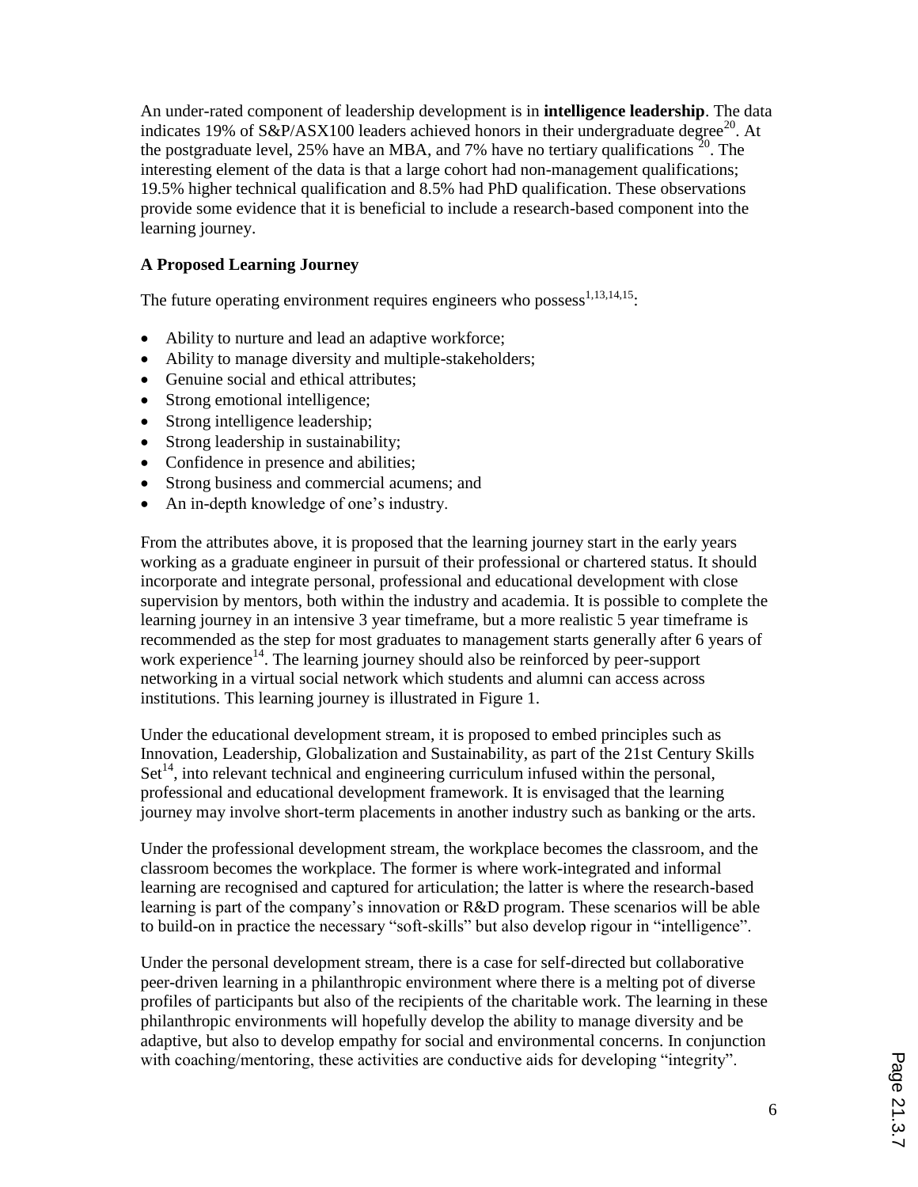An under-rated component of leadership development is in **intelligence leadership**. The data indicates 19% of S&P/ASX100 leaders achieved honors in their undergraduate degree[20]. At the postgraduate level, 25% have an MBA, and 7% have no tertiary qualifications [20]. The interesting element of the data is that a large cohort had non-management qualifications; 19.5% higher technical qualification and 8.5% had PhD qualification. These observations provide some evidence that it is beneficial to include a research-based component into the learning journey.

**A Proposed Learning Journey**

The future operating environment requires engineers who possess[1,13,14,15]:

- Ability to nurture and lead an adaptive workforce;
- Ability to manage diversity and multiple-stakeholders;
- Genuine social and ethical attributes;
- Strong emotional intelligence;
- Strong intelligence leadership;
- Strong leadership in sustainability;
- Confidence in presence and abilities;
- Strong business and commercial acumens; and
- An in-depth knowledge of one's industry.

From the attributes above, it is proposed that the learning journey start in the early years working as a graduate engineer in pursuit of their professional or chartered status. It should incorporate and integrate personal, professional and educational development with close supervision by mentors, both within the industry and academia. It is possible to complete the learning journey in an intensive 3 year timeframe, but a more realistic 5 year timeframe is recommended as the step for most graduates to management starts generally after 6 years of work experience[14]. The learning journey should also be reinforced by peer-support networking in a virtual social network which students and alumni can access across institutions. This learning journey is illustrated in Figure 1.

Under the educational development stream, it is proposed to embed principles such as Innovation, Leadership, Globalization and Sustainability, as part of the 21st Century Skills Set[14], into relevant technical and engineering curriculum infused within the personal, professional and educational development framework. It is envisaged that the learning journey may involve short-term placements in another industry such as banking or the arts.

Under the professional development stream, the workplace becomes the classroom, and the classroom becomes the workplace. The former is where work-integrated and informal learning are recognised and captured for articulation; the latter is where the research-based learning is part of the company's innovation or R&D program. These scenarios will be able to build-on in practice the necessary "soft-skills" but also develop rigour in "intelligence".

Under the personal development stream, there is a case for self-directed but collaborative peer-driven learning in a philanthropic environment where there is a melting pot of diverse profiles of participants but also of the recipients of the charitable work. The learning in these philanthropic environments will hopefully develop the ability to manage diversity and be adaptive, but also to develop empathy for social and environmental concerns. In conjunction with coaching/mentoring, these activities are conductive aids for developing "integrity".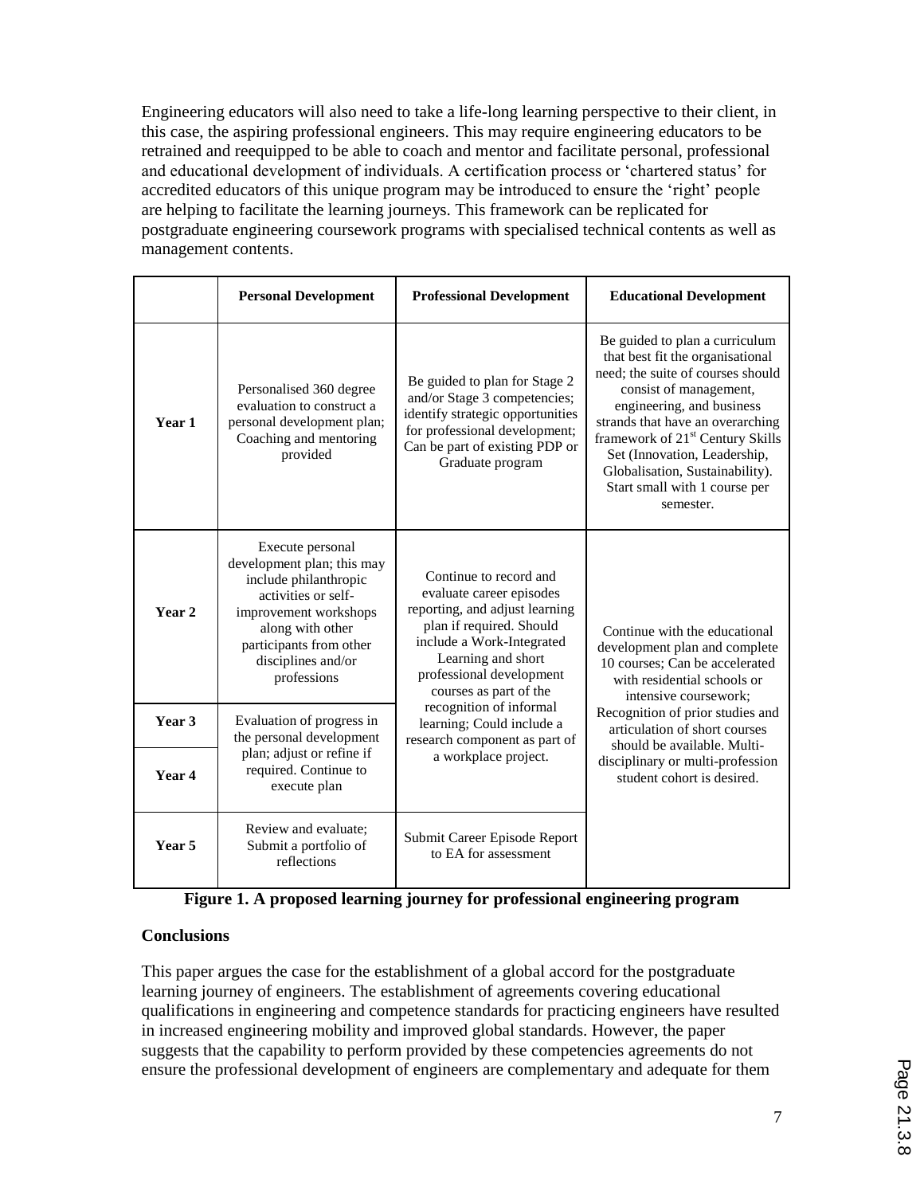Engineering educators will also need to take a life-long learning perspective to their client, in this case, the aspiring professional engineers. This may require engineering educators to be retrained and reequipped to be able to coach and mentor and facilitate personal, professional and educational development of individuals. A certification process or 'chartered status' for accredited educators of this unique program may be introduced to ensure the 'right' people are helping to facilitate the learning journeys. This framework can be replicated for postgraduate engineering coursework programs with specialised technical contents as well as management contents.

| | **Personal Development** | **Professional Development** | **Educational Development** |
|---|---|---|---|
| **Year 1** | Personalised 360 degree evaluation to construct a personal development plan; Coaching and mentoring provided | Be guided to plan for Stage 2 and/or Stage 3 competencies; identify strategic opportunities for professional development; Can be part of existing PDP or Graduate program | Be guided to plan a curriculum that best fit the organisational need; the suite of courses should consist of management, engineering, and business strands that have an overarching framework of 21st Century Skills Set (Innovation, Leadership, Globalisation, Sustainability). Start small with 1 course per semester. |
| **Year 2** | Execute personal development plan; this may include philanthropic activities or self-improvement workshops along with other participants from other disciplines and/or professions | Continue to record and evaluate career episodes reporting, and adjust learning plan if required. Should include a Work-Integrated Learning and short professional development courses as part of the recognition of informal learning; Could include a research component as part of a workplace project. | Continue with the educational development plan and complete 10 courses; Can be accelerated with residential schools or intensive coursework; Recognition of prior studies and articulation of short courses should be available. Multi-disciplinary or multi-profession student cohort is desired. |
| **Year 3** | Evaluation of progress in the personal development plan; adjust or refine if required. Continue to execute plan | | |
| **Year 4** | | | |
| **Year 5** | Review and evaluate; Submit a portfolio of reflections | Submit Career Episode Report to EA for assessment | |

**Figure 1. A proposed learning journey for professional engineering program**

## Conclusions

This paper argues the case for the establishment of a global accord for the postgraduate learning journey of engineers. The establishment of agreements covering educational qualifications in engineering and competence standards for practicing engineers have resulted in increased engineering mobility and improved global standards. However, the paper suggests that the capability to perform provided by these competencies agreements do not ensure the professional development of engineers are complementary and adequate for them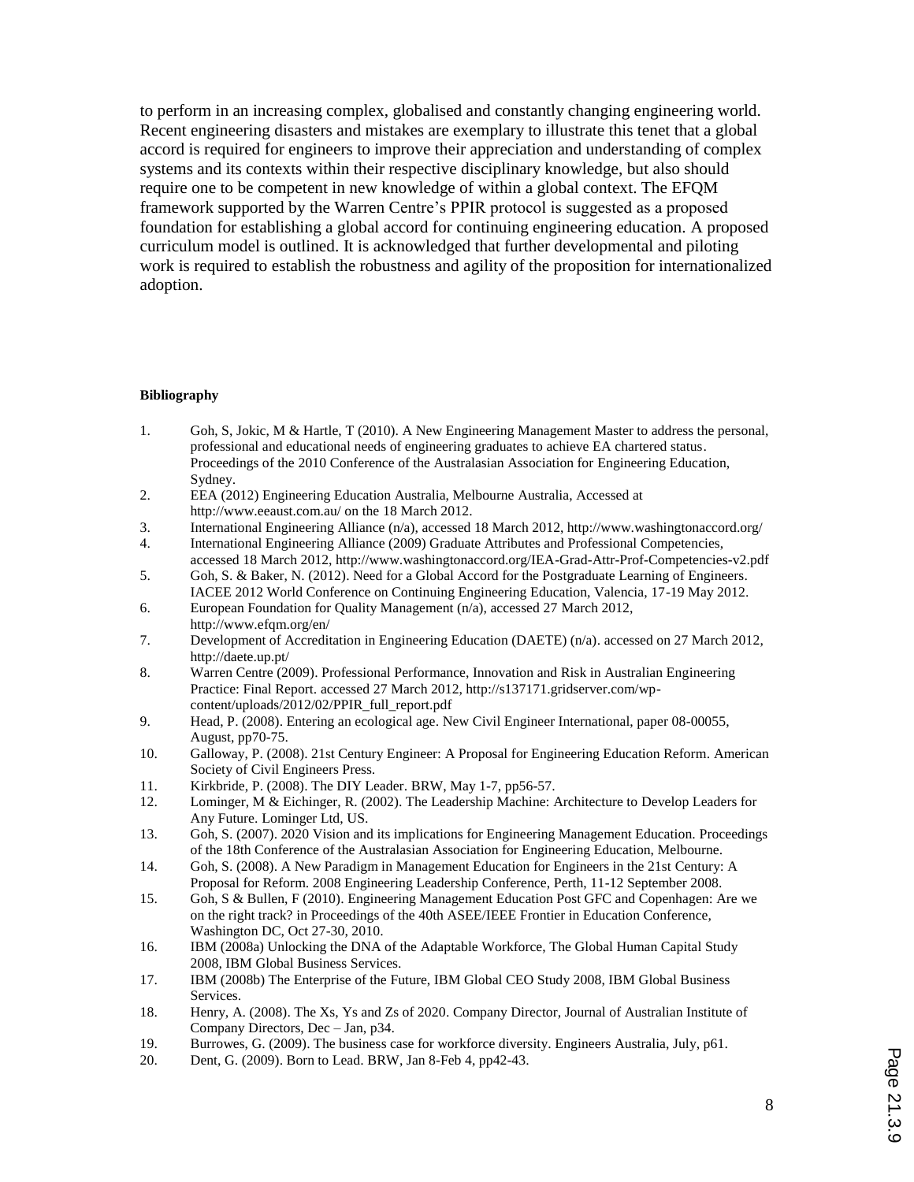to perform in an increasing complex, globalised and constantly changing engineering world. Recent engineering disasters and mistakes are exemplary to illustrate this tenet that a global accord is required for engineers to improve their appreciation and understanding of complex systems and its contexts within their respective disciplinary knowledge, but also should require one to be competent in new knowledge of within a global context. The EFQM framework supported by the Warren Centre's PPIR protocol is suggested as a proposed foundation for establishing a global accord for continuing engineering education. A proposed curriculum model is outlined. It is acknowledged that further developmental and piloting work is required to establish the robustness and agility of the proposition for internationalized adoption.

**Bibliography**

1. Goh, S, Jokic, M & Hartle, T (2010). A New Engineering Management Master to address the personal, professional and educational needs of engineering graduates to achieve EA chartered status. Proceedings of the 2010 Conference of the Australasian Association for Engineering Education, Sydney.
2. EEA (2012) Engineering Education Australia, Melbourne Australia, Accessed at http://www.eeaust.com.au/ on the 18 March 2012.
3. International Engineering Alliance (n/a), accessed 18 March 2012, http://www.washingtonaccord.org/
4. International Engineering Alliance (2009) Graduate Attributes and Professional Competencies, accessed 18 March 2012, http://www.washingtonaccord.org/IEA-Grad-Attr-Prof-Competencies-v2.pdf
5. Goh, S. & Baker, N. (2012). Need for a Global Accord for the Postgraduate Learning of Engineers. IACEE 2012 World Conference on Continuing Engineering Education, Valencia, 17-19 May 2012.
6. European Foundation for Quality Management (n/a), accessed 27 March 2012, http://www.efqm.org/en/
7. Development of Accreditation in Engineering Education (DAETE) (n/a). accessed on 27 March 2012, http://daete.up.pt/
8. Warren Centre (2009). Professional Performance, Innovation and Risk in Australian Engineering Practice: Final Report. accessed 27 March 2012, http://s137171.gridserver.com/wp-content/uploads/2012/02/PPIR_full_report.pdf
9. Head, P. (2008). Entering an ecological age. New Civil Engineer International, paper 08-00055, August, pp70-75.
10. Galloway, P. (2008). 21st Century Engineer: A Proposal for Engineering Education Reform. American Society of Civil Engineers Press.
11. Kirkbride, P. (2008). The DIY Leader. BRW, May 1-7, pp56-57.
12. Lominger, M & Eichinger, R. (2002). The Leadership Machine: Architecture to Develop Leaders for Any Future. Lominger Ltd, US.
13. Goh, S. (2007). 2020 Vision and its implications for Engineering Management Education. Proceedings of the 18th Conference of the Australasian Association for Engineering Education, Melbourne.
14. Goh, S. (2008). A New Paradigm in Management Education for Engineers in the 21st Century: A Proposal for Reform. 2008 Engineering Leadership Conference, Perth, 11-12 September 2008.
15. Goh, S & Bullen, F (2010). Engineering Management Education Post GFC and Copenhagen: Are we on the right track? in Proceedings of the 40th ASEE/IEEE Frontier in Education Conference, Washington DC, Oct 27-30, 2010.
16. IBM (2008a) Unlocking the DNA of the Adaptable Workforce, The Global Human Capital Study 2008, IBM Global Business Services.
17. IBM (2008b) The Enterprise of the Future, IBM Global CEO Study 2008, IBM Global Business Services.
18. Henry, A. (2008). The Xs, Ys and Zs of 2020. Company Director, Journal of Australian Institute of Company Directors, Dec – Jan, p34.
19. Burrowes, G. (2009). The business case for workforce diversity. Engineers Australia, July, p61.
20. Dent, G. (2009). Born to Lead. BRW, Jan 8-Feb 4, pp42-43.